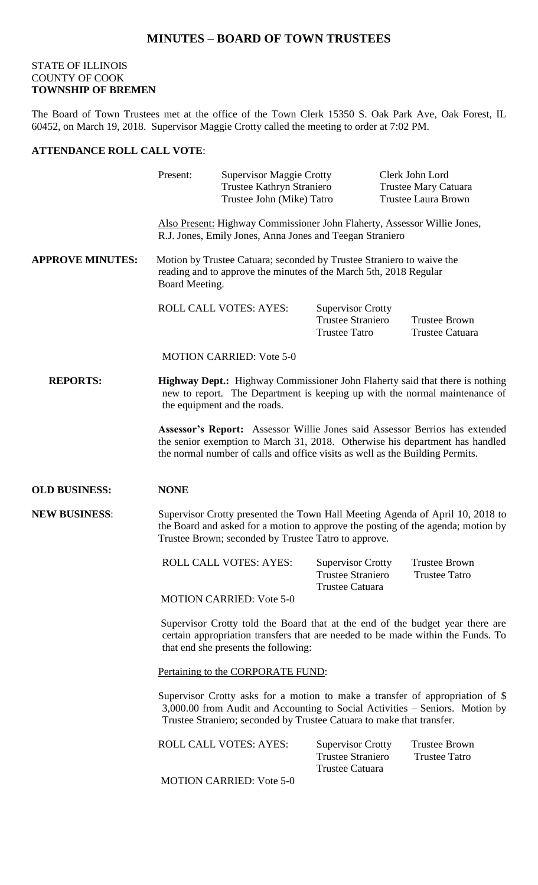# MINUTES – BOARD OF TOWN TRUSTEES

STATE OF ILLINOIS
COUNTY OF COOK
**TOWNSHIP OF BREMEN**

The Board of Town Trustees met at the office of the Town Clerk 15350 S. Oak Park Ave, Oak Forest, IL 60452, on March 19, 2018. Supervisor Maggie Crotty called the meeting to order at 7:02 PM.

**ATTENDANCE ROLL CALL VOTE**:

Present: Supervisor Maggie Crotty, Trustee Kathryn Straniero, Trustee John (Mike) Tatro, Clerk John Lord, Trustee Mary Catuara, Trustee Laura Brown

Also Present: Highway Commissioner John Flaherty, Assessor Willie Jones, R.J. Jones, Emily Jones, Anna Jones and Teegan Straniero

**APPROVE MINUTES:** Motion by Trustee Catuara; seconded by Trustee Straniero to waive the reading and to approve the minutes of the March 5th, 2018 Regular Board Meeting.

ROLL CALL VOTES: AYES: Supervisor Crotty, Trustee Straniero, Trustee Tatro, Trustee Brown, Trustee Catuara

MOTION CARRIED: Vote 5-0

**REPORTS:**

**Highway Dept.:** Highway Commissioner John Flaherty said that there is nothing new to report. The Department is keeping up with the normal maintenance of the equipment and the roads.

**Assessor's Report:** Assessor Willie Jones said Assessor Berrios has extended the senior exemption to March 31, 2018. Otherwise his department has handled the normal number of calls and office visits as well as the Building Permits.

**OLD BUSINESS:** **NONE**

**NEW BUSINESS**: Supervisor Crotty presented the Town Hall Meeting Agenda of April 10, 2018 to the Board and asked for a motion to approve the posting of the agenda; motion by Trustee Brown; seconded by Trustee Tatro to approve.

ROLL CALL VOTES: AYES: Supervisor Crotty, Trustee Straniero, Trustee Catuara, Trustee Brown, Trustee Tatro

MOTION CARRIED: Vote 5-0

Supervisor Crotty told the Board that at the end of the budget year there are certain appropriation transfers that are needed to be made within the Funds. To that end she presents the following:

Pertaining to the CORPORATE FUND:

Supervisor Crotty asks for a motion to make a transfer of appropriation of $ 3,000.00 from Audit and Accounting to Social Activities – Seniors. Motion by Trustee Straniero; seconded by Trustee Catuara to make that transfer.

ROLL CALL VOTES: AYES: Supervisor Crotty, Trustee Straniero, Trustee Catuara, Trustee Brown, Trustee Tatro

MOTION CARRIED: Vote 5-0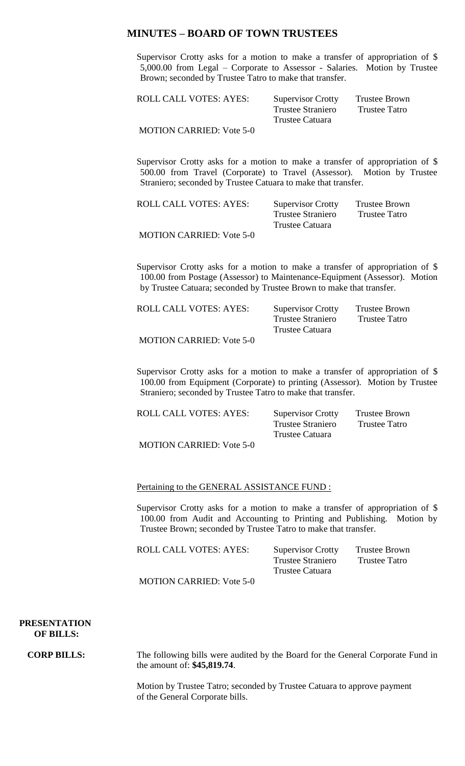## MINUTES – BOARD OF TOWN TRUSTEES

Supervisor Crotty asks for a motion to make a transfer of appropriation of $ 5,000.00 from Legal – Corporate to Assessor - Salaries. Motion by Trustee Brown; seconded by Trustee Tatro to make that transfer.

ROLL CALL VOTES: AYES: Supervisor Crotty, Trustee Brown, Trustee Straniero, Trustee Tatro, Trustee Catuara

MOTION CARRIED: Vote 5-0

Supervisor Crotty asks for a motion to make a transfer of appropriation of $ 500.00 from Travel (Corporate) to Travel (Assessor). Motion by Trustee Straniero; seconded by Trustee Catuara to make that transfer.

ROLL CALL VOTES: AYES: Supervisor Crotty, Trustee Brown, Trustee Straniero, Trustee Tatro, Trustee Catuara

MOTION CARRIED: Vote 5-0

Supervisor Crotty asks for a motion to make a transfer of appropriation of $ 100.00 from Postage (Assessor) to Maintenance-Equipment (Assessor). Motion by Trustee Catuara; seconded by Trustee Brown to make that transfer.

ROLL CALL VOTES: AYES: Supervisor Crotty, Trustee Brown, Trustee Straniero, Trustee Tatro, Trustee Catuara

MOTION CARRIED: Vote 5-0

Supervisor Crotty asks for a motion to make a transfer of appropriation of $ 100.00 from Equipment (Corporate) to printing (Assessor). Motion by Trustee Straniero; seconded by Trustee Tatro to make that transfer.

ROLL CALL VOTES: AYES: Supervisor Crotty, Trustee Brown, Trustee Straniero, Trustee Tatro, Trustee Catuara

MOTION CARRIED: Vote 5-0

<u>Pertaining to the GENERAL ASSISTANCE FUND :</u>

Supervisor Crotty asks for a motion to make a transfer of appropriation of $ 100.00 from Audit and Accounting to Printing and Publishing. Motion by Trustee Brown; seconded by Trustee Tatro to make that transfer.

ROLL CALL VOTES: AYES: Supervisor Crotty, Trustee Brown, Trustee Straniero, Trustee Tatro, Trustee Catuara

MOTION CARRIED: Vote 5-0

**PRESENTATION OF BILLS:**

**CORP BILLS:** The following bills were audited by the Board for the General Corporate Fund in the amount of: **$45,819.74**.

Motion by Trustee Tatro; seconded by Trustee Catuara to approve payment of the General Corporate bills.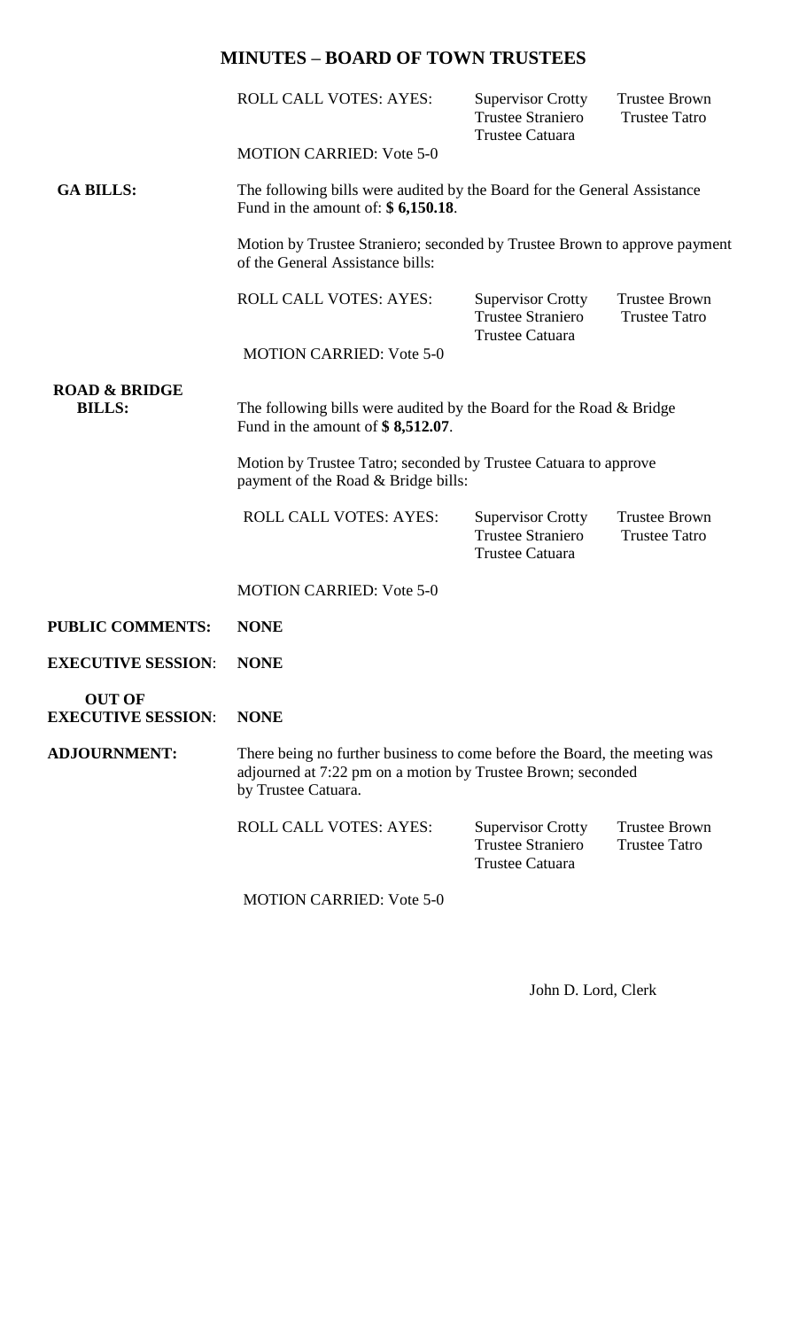# MINUTES – BOARD OF TOWN TRUSTEES

ROLL CALL VOTES: AYES: Supervisor Crotty, Trustee Brown, Trustee Straniero, Trustee Tatro, Trustee Catuara

MOTION CARRIED: Vote 5-0

**GA BILLS:** The following bills were audited by the Board for the General Assistance Fund in the amount of: **$ 6,150.18**.

Motion by Trustee Straniero; seconded by Trustee Brown to approve payment of the General Assistance bills:

ROLL CALL VOTES: AYES: Supervisor Crotty, Trustee Brown, Trustee Straniero, Trustee Tatro, Trustee Catuara

MOTION CARRIED: Vote 5-0

**ROAD & BRIDGE BILLS:** The following bills were audited by the Board for the Road & Bridge Fund in the amount of **$ 8,512.07**.

Motion by Trustee Tatro; seconded by Trustee Catuara to approve payment of the Road & Bridge bills:

ROLL CALL VOTES: AYES: Supervisor Crotty, Trustee Brown, Trustee Straniero, Trustee Tatro, Trustee Catuara

MOTION CARRIED: Vote 5-0

**PUBLIC COMMENTS:** **NONE**

**EXECUTIVE SESSION:** **NONE**

**OUT OF EXECUTIVE SESSION:** **NONE**

**ADJOURNMENT:** There being no further business to come before the Board, the meeting was adjourned at 7:22 pm on a motion by Trustee Brown; seconded by Trustee Catuara.

ROLL CALL VOTES: AYES: Supervisor Crotty, Trustee Brown, Trustee Straniero, Trustee Tatro, Trustee Catuara

MOTION CARRIED: Vote 5-0

John D. Lord, Clerk